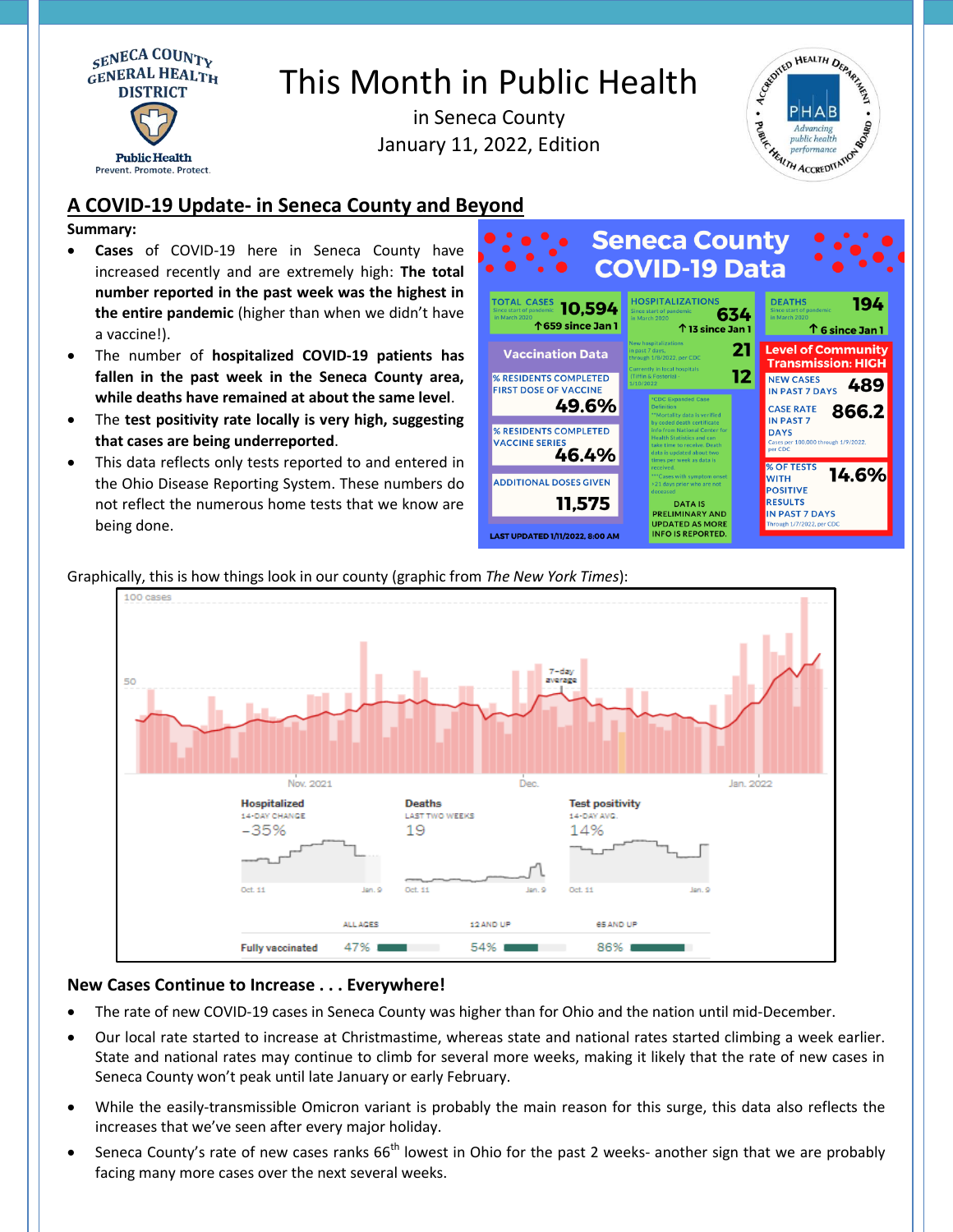SENECA COUNTY GENERAL HEALTH DISTRICT

Public Health
Prevent. Promote. Protect.

# This Month in Public Health

in Seneca County
January 11, 2022, Edition

## A COVID-19 Update- in Seneca County and Beyond

**Summary:**

- **Cases** of COVID-19 here in Seneca County have increased recently and are extremely high: **The total number reported in the past week was the highest in the entire pandemic** (higher than when we didn't have a vaccine!).
- The number of **hospitalized COVID-19 patients has fallen in the past week in the Seneca County area, while deaths have remained at about the same level**.
- The **test positivity rate locally is very high, suggesting that cases are being underreported**.
- This data reflects only tests reported to and entered in the Ohio Disease Reporting System. These numbers do not reflect the numerous home tests that we know are being done.

### Seneca County COVID-19 Data

| | |
|---|---|
| TOTAL CASES (Since start of pandemic in March 2020) | 10,594 (↑659 since Jan 1) |
| HOSPITALIZATIONS (Since start of pandemic in March 2020) | 634 (↑13 since Jan 1) |
| DEATHS (Since start of pandemic in March 2020) | 194 (↑6 since Jan 1) |
| New hospitalizations in past 7 days, through 1/9/2022, per CDC | 21 |
| Currently in local hospitals (Tiffin & Fostoria) 1/10/2022 | 12 |

**Vaccination Data**

| | |
|---|---|
| % RESIDENTS COMPLETED FIRST DOSE OF VACCINE | 49.6% |
| % RESIDENTS COMPLETED VACCINE SERIES | 46.4% |
| ADDITIONAL DOSES GIVEN | 11,575 |

**Level of Community Transmission: HIGH**

| | |
|---|---|
| NEW CASES IN PAST 7 DAYS | 489 |
| CASE RATE IN PAST 7 DAYS (Cases per 100,000 through 1/9/2022, per CDC) | 866.2 |
| % OF TESTS WITH POSITIVE RESULTS IN PAST 7 DAYS (Through 1/7/2022, per CDC) | 14.6% |

*CDC Expanded Case Definition

**Mortality data is verified by coded death certificate info from National Center for Health Statistics and can take time to receive. Death data is updated about two times per week as data is received.

***Cases with symptom onset >21 days prior who are not deceased

DATA IS PRELIMINARY AND UPDATED AS MORE INFO IS REPORTED.

LAST UPDATED 1/11/2022, 8:00 AM

Graphically, this is how things look in our county (graphic from *The New York Times*):

| | Hospitalized | Deaths | Test positivity |
|---|---|---|---|
| | 14-DAY CHANGE | LAST TWO WEEKS | 14-DAY AVG. |
| | −35% | 19 | 14% |

| | All ages | 12 and up | 65 and up |
|---|---|---|---|
| Fully vaccinated | 47% | 54% | 86% |

### New Cases Continue to Increase . . . Everywhere!

- The rate of new COVID-19 cases in Seneca County was higher than for Ohio and the nation until mid-December.
- Our local rate started to increase at Christmastime, whereas state and national rates started climbing a week earlier. State and national rates may continue to climb for several more weeks, making it likely that the rate of new cases in Seneca County won't peak until late January or early February.
- While the easily-transmissible Omicron variant is probably the main reason for this surge, this data also reflects the increases that we've seen after every major holiday.
- Seneca County's rate of new cases ranks 66th lowest in Ohio for the past 2 weeks- another sign that we are probably facing many more cases over the next several weeks.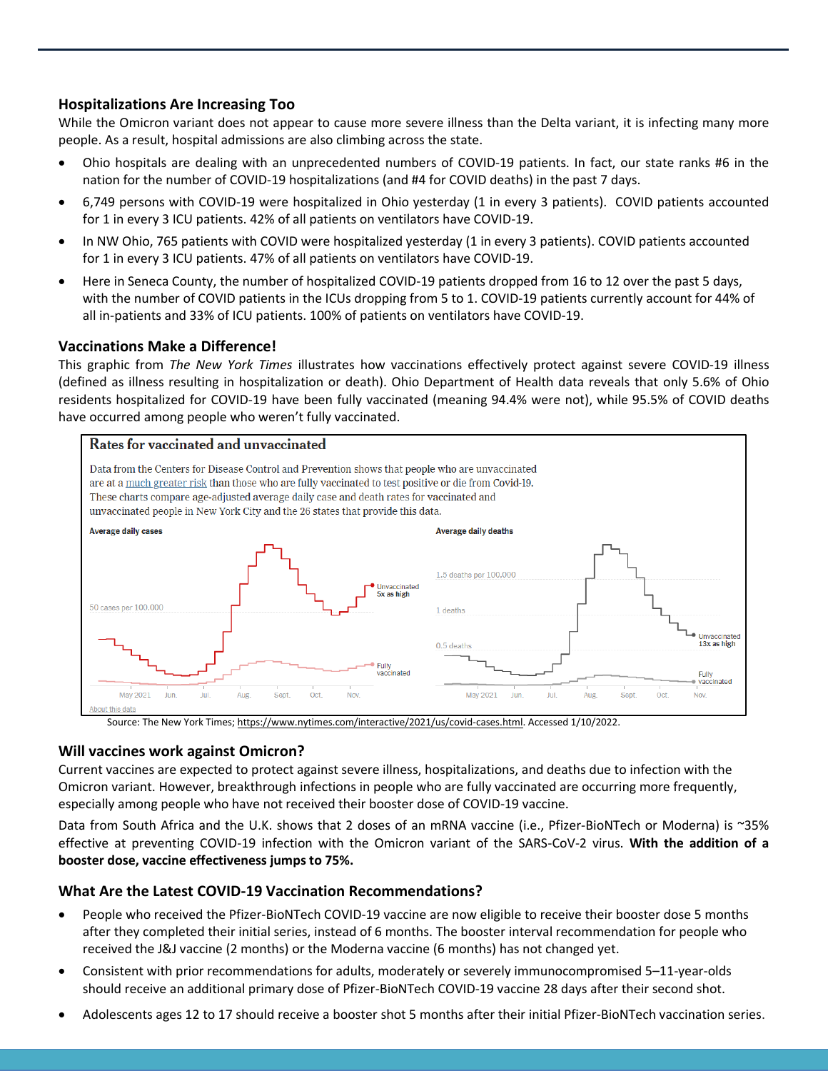### Hospitalizations Are Increasing Too

While the Omicron variant does not appear to cause more severe illness than the Delta variant, it is infecting many more people. As a result, hospital admissions are also climbing across the state.

- Ohio hospitals are dealing with an unprecedented numbers of COVID-19 patients. In fact, our state ranks #6 in the nation for the number of COVID-19 hospitalizations (and #4 for COVID deaths) in the past 7 days.
- 6,749 persons with COVID-19 were hospitalized in Ohio yesterday (1 in every 3 patients). COVID patients accounted for 1 in every 3 ICU patients. 42% of all patients on ventilators have COVID-19.
- In NW Ohio, 765 patients with COVID were hospitalized yesterday (1 in every 3 patients). COVID patients accounted for 1 in every 3 ICU patients. 47% of all patients on ventilators have COVID-19.
- Here in Seneca County, the number of hospitalized COVID-19 patients dropped from 16 to 12 over the past 5 days, with the number of COVID patients in the ICUs dropping from 5 to 1. COVID-19 patients currently account for 44% of all in-patients and 33% of ICU patients. 100% of patients on ventilators have COVID-19.

### Vaccinations Make a Difference!

This graphic from *The New York Times* illustrates how vaccinations effectively protect against severe COVID-19 illness (defined as illness resulting in hospitalization or death). Ohio Department of Health data reveals that only 5.6% of Ohio residents hospitalized for COVID-19 have been fully vaccinated (meaning 94.4% were not), while 95.5% of COVID deaths have occurred among people who weren't fully vaccinated.

**Rates for vaccinated and unvaccinated**

Data from the Centers for Disease Control and Prevention shows that people who are unvaccinated are at a much greater risk than those who are fully vaccinated to test positive or die from Covid-19. These charts compare age-adjusted average daily case and death rates for vaccinated and unvaccinated people in New York City and the 26 states that provide this data.

**Average daily cases**

50 cases per 100,000

Unvaccinated
5x as high

Fully
vaccinated

May 2021
Jun.
Jul.
Aug.
Sept.
Oct.
Nov.

**Average daily deaths**

1.5 deaths per 100,000

1 deaths

0.5 deaths

Unvaccinated
13x as high

Fully
vaccinated

May 2021
Jun.
Jul.
Aug.
Sept.
Oct.
Nov.

About this data

Source: The New York Times; https://www.nytimes.com/interactive/2021/us/covid-cases.html. Accessed 1/10/2022.

### Will vaccines work against Omicron?

Current vaccines are expected to protect against severe illness, hospitalizations, and deaths due to infection with the Omicron variant. However, breakthrough infections in people who are fully vaccinated are occurring more frequently, especially among people who have not received their booster dose of COVID-19 vaccine.

Data from South Africa and the U.K. shows that 2 doses of an mRNA vaccine (i.e., Pfizer-BioNTech or Moderna) is ~35% effective at preventing COVID-19 infection with the Omicron variant of the SARS-CoV-2 virus. **With the addition of a booster dose, vaccine effectiveness jumps to 75%.**

### What Are the Latest COVID-19 Vaccination Recommendations?

- People who received the Pfizer-BioNTech COVID-19 vaccine are now eligible to receive their booster dose 5 months after they completed their initial series, instead of 6 months. The booster interval recommendation for people who received the J&J vaccine (2 months) or the Moderna vaccine (6 months) has not changed yet.
- Consistent with prior recommendations for adults, moderately or severely immunocompromised 5–11-year-olds should receive an additional primary dose of Pfizer-BioNTech COVID-19 vaccine 28 days after their second shot.
- Adolescents ages 12 to 17 should receive a booster shot 5 months after their initial Pfizer-BioNTech vaccination series.